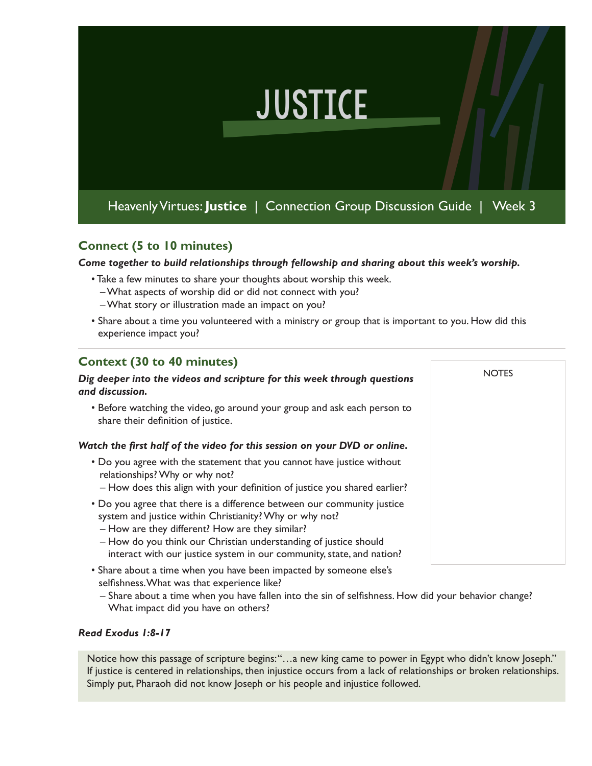# JUSTICE

Heavenly Virtues: **Justice** | Connection Group Discussion Guide | Week 3

## Connect (5 to 10 minutes)

***Come together to build relationships through fellowship and sharing about this week's worship.***

- Take a few minutes to share your thoughts about worship this week.
  - What aspects of worship did or did not connect with you?
  - What story or illustration made an impact on you?
- Share about a time you volunteered with a ministry or group that is important to you. How did this experience impact you?

## Context (30 to 40 minutes)

***Dig deeper into the videos and scripture for this week through questions and discussion.***

- Before watching the video, go around your group and ask each person to share their definition of justice.

***Watch the first half of the video for this session on your DVD or online.***

- Do you agree with the statement that you cannot have justice without relationships? Why or why not?
  - How does this align with your definition of justice you shared earlier?
- Do you agree that there is a difference between our community justice system and justice within Christianity? Why or why not?
  - How are they different? How are they similar?
  - How do you think our Christian understanding of justice should interact with our justice system in our community, state, and nation?
- Share about a time when you have been impacted by someone else's selfishness. What was that experience like?
  - Share about a time when you have fallen into the sin of selfishness. How did your behavior change? What impact did you have on others?

NOTES

***Read Exodus 1:8-17***

Notice how this passage of scripture begins: "…a new king came to power in Egypt who didn't know Joseph." If justice is centered in relationships, then injustice occurs from a lack of relationships or broken relationships. Simply put, Pharaoh did not know Joseph or his people and injustice followed.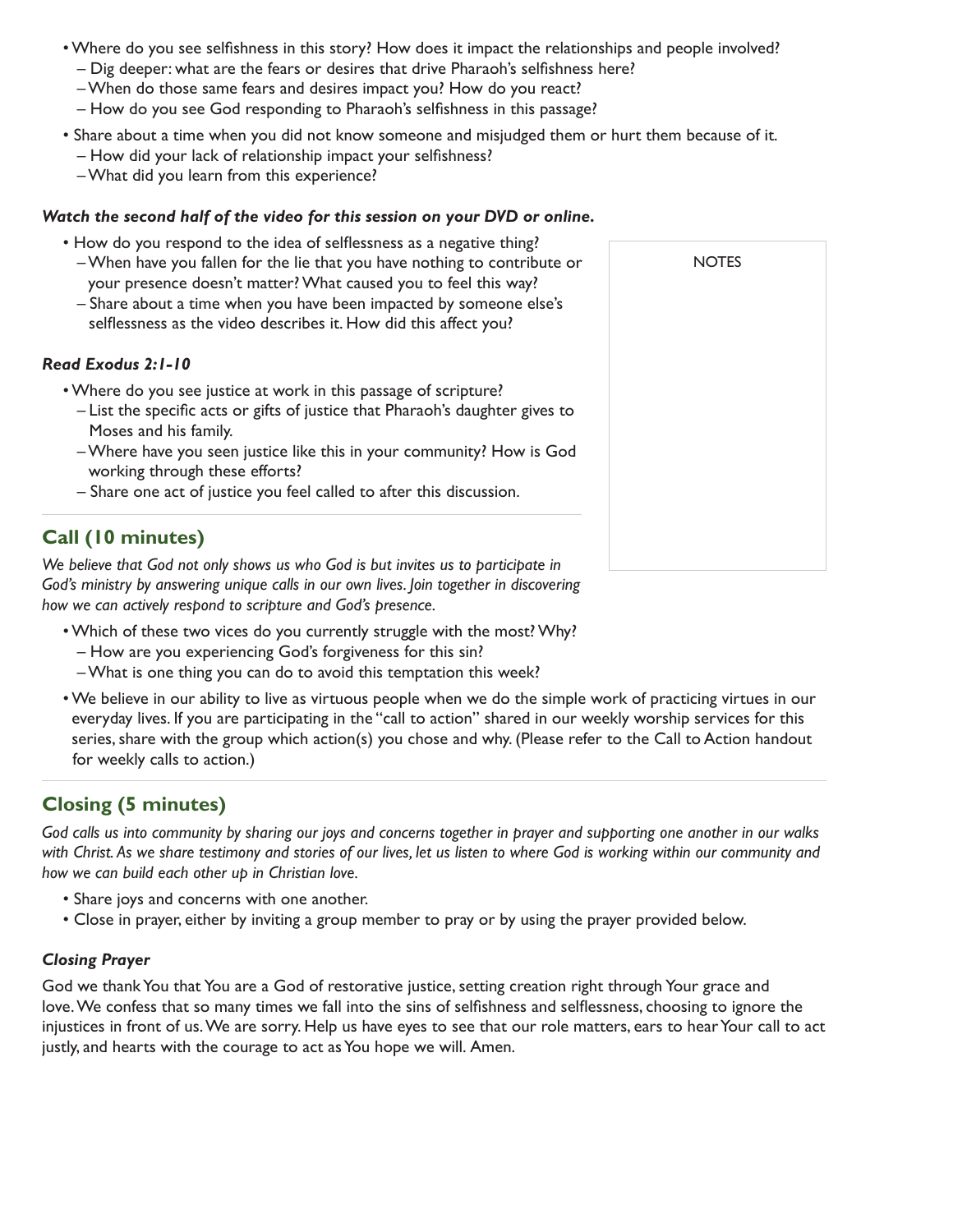- Where do you see selfishness in this story? How does it impact the relationships and people involved?
  - Dig deeper: what are the fears or desires that drive Pharaoh's selfishness here?
  - When do those same fears and desires impact you? How do you react?
  - How do you see God responding to Pharaoh's selfishness in this passage?
- Share about a time when you did not know someone and misjudged them or hurt them because of it.
  - How did your lack of relationship impact your selfishness?
  - What did you learn from this experience?

***Watch the second half of the video for this session on your DVD or online.***

- How do you respond to the idea of selflessness as a negative thing?
  - When have you fallen for the lie that you have nothing to contribute or your presence doesn't matter? What caused you to feel this way?
  - Share about a time when you have been impacted by someone else's selflessness as the video describes it. How did this affect you?

***Read Exodus 2:1-10***

- Where do you see justice at work in this passage of scripture?
  - List the specific acts or gifts of justice that Pharaoh's daughter gives to Moses and his family.
  - Where have you seen justice like this in your community? How is God working through these efforts?
  - Share one act of justice you feel called to after this discussion.

NOTES

## Call (10 minutes)

*We believe that God not only shows us who God is but invites us to participate in God's ministry by answering unique calls in our own lives. Join together in discovering how we can actively respond to scripture and God's presence.*

- Which of these two vices do you currently struggle with the most? Why?
  - How are you experiencing God's forgiveness for this sin?
  - What is one thing you can do to avoid this temptation this week?
- We believe in our ability to live as virtuous people when we do the simple work of practicing virtues in our everyday lives. If you are participating in the "call to action" shared in our weekly worship services for this series, share with the group which action(s) you chose and why. (Please refer to the Call to Action handout for weekly calls to action.)

## Closing (5 minutes)

*God calls us into community by sharing our joys and concerns together in prayer and supporting one another in our walks with Christ. As we share testimony and stories of our lives, let us listen to where God is working within our community and how we can build each other up in Christian love.*

- Share joys and concerns with one another.
- Close in prayer, either by inviting a group member to pray or by using the prayer provided below.

***Closing Prayer***

God we thank You that You are a God of restorative justice, setting creation right through Your grace and love. We confess that so many times we fall into the sins of selfishness and selflessness, choosing to ignore the injustices in front of us. We are sorry. Help us have eyes to see that our role matters, ears to hear Your call to act justly, and hearts with the courage to act as You hope we will. Amen.